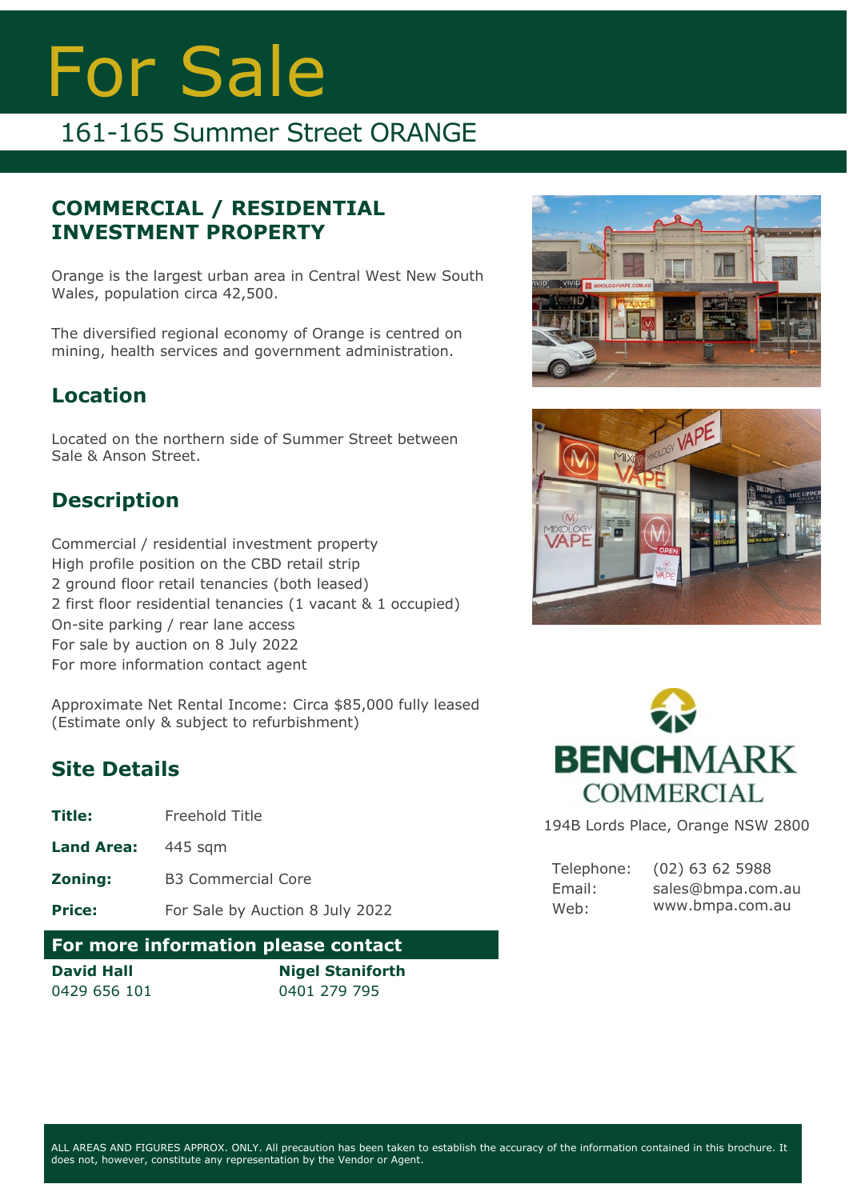# For Sale

## 161-165 Summer Street ORANGE

### COMMERCIAL / RESIDENTIAL INVESTMENT PROPERTY

Orange is the largest urban area in Central West New South Wales, population circa 42,500.

The diversified regional economy of Orange is centred on mining, health services and government administration.

### Location

Located on the northern side of Summer Street between Sale & Anson Street.

### Description

Commercial / residential investment property
High profile position on the CBD retail strip
2 ground floor retail tenancies (both leased)
2 first floor residential tenancies (1 vacant & 1 occupied)
On-site parking / rear lane access
For sale by auction on 8 July 2022
For more information contact agent

Approximate Net Rental Income: Circa $85,000 fully leased
(Estimate only & subject to refurbishment)

### Site Details

| | |
|---|---|
| **Title:** | Freehold Title |
| **Land Area:** | 445 sqm |
| **Zoning:** | B3 Commercial Core |
| **Price:** | For Sale by Auction 8 July 2022 |

**For more information please contact**

**David Hall**
0429 656 101

**Nigel Staniforth**
0401 279 795

**BENCHMARK COMMERCIAL**

194B Lords Place, Orange NSW 2800

Telephone: (02) 63 62 5988
Email: sales@bmpa.com.au
Web: www.bmpa.com.au

ALL AREAS AND FIGURES APPROX. ONLY. All precaution has been taken to establish the accuracy of the information contained in this brochure. It does not, however, constitute any representation by the Vendor or Agent.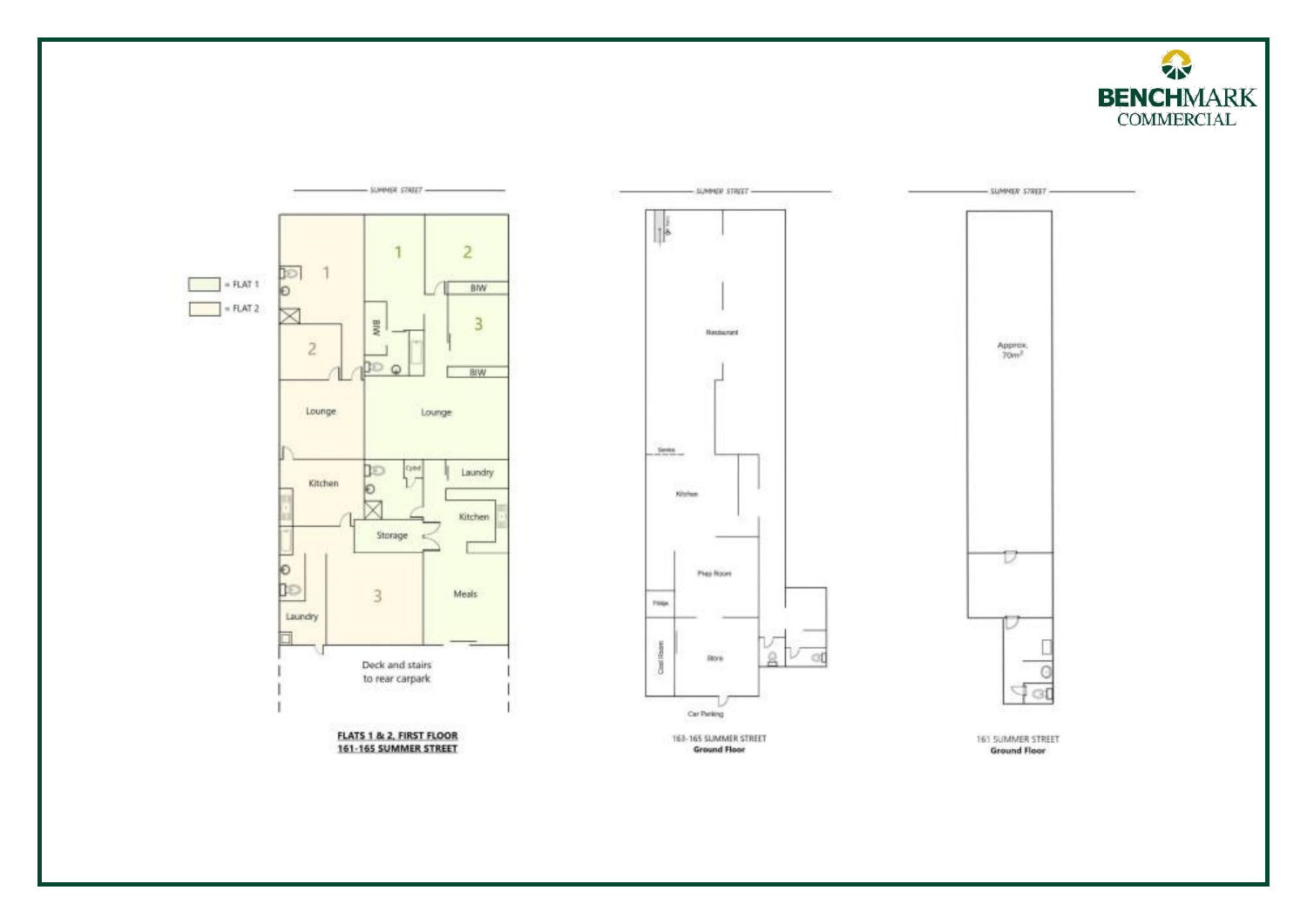BENCHMARK COMMERCIAL

SUMMER STREET

= FLAT 1

= FLAT 2

1

2

1

2

3

BIW

BIW

BIW

Lounge

Lounge

Kitchen

Cpbd

Laundry

Kitchen

Storage

3

Meals

Laundry

Deck and stairs to rear carpark

**FLATS 1 & 2, FIRST FLOOR**
**161-165 SUMMER STREET**

SUMMER STREET

Restaurant

Service

Kitchen

Prep Room

Fridge

Cool Room

Store

Car Parking

163-165 SUMMER STREET
**Ground Floor**

SUMMER STREET

Approx. 70m²

161 SUMMER STREET
**Ground Floor**